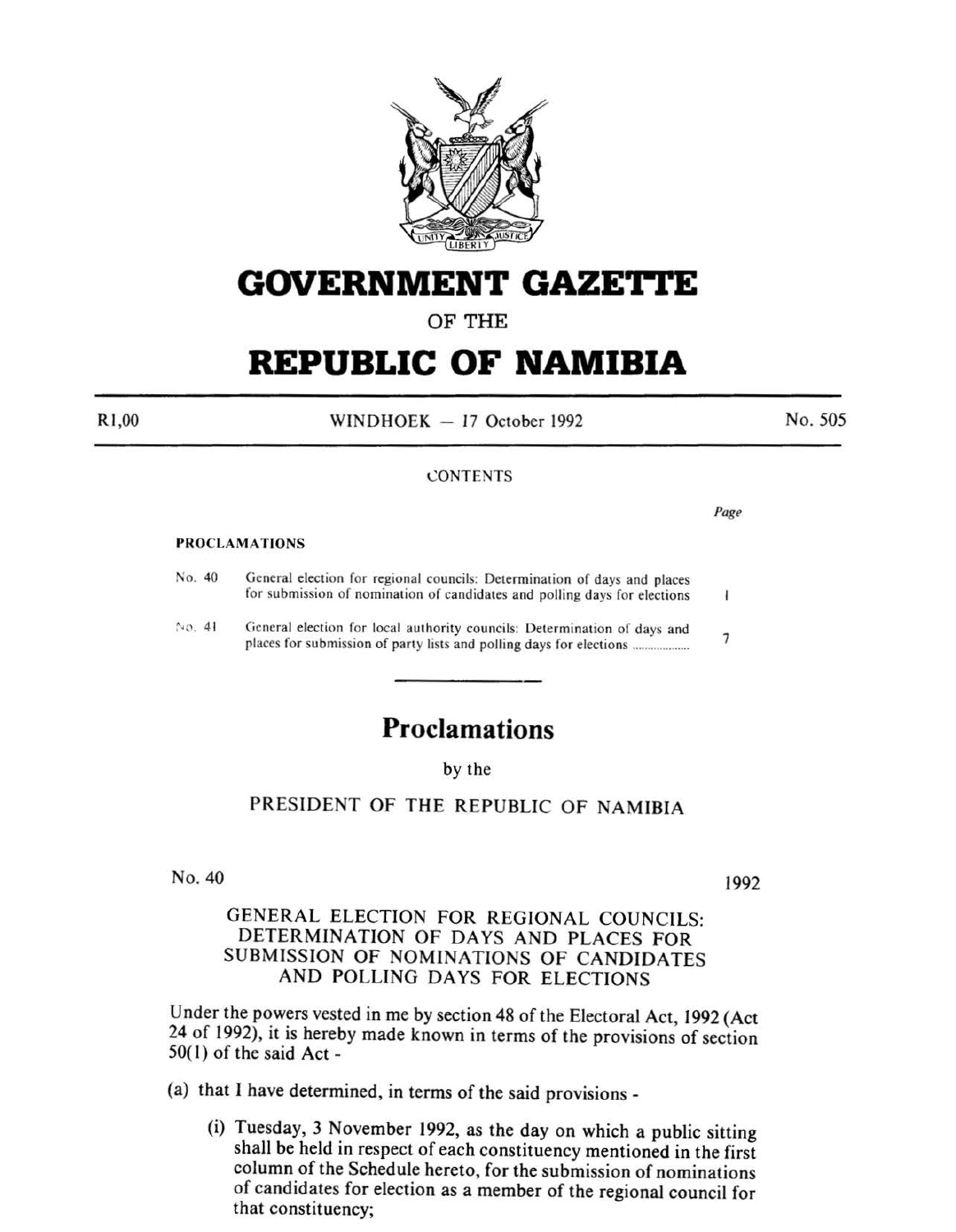# GOVERNMENT GAZETTE

OF THE

# REPUBLIC OF NAMIBIA

R1,00 WINDHOEK — 17 October 1992 No. 505

CONTENTS

| | | Page |
|---|---|---|
| **PROCLAMATIONS** | | |
| No. 40 | General election for regional councils: Determination of days and places for submission of nomination of candidates and polling days for elections | 1 |
| No. 41 | General election for local authority councils: Determination of days and places for submission of party lists and polling days for elections .................. | 7 |

## Proclamations

by the

PRESIDENT OF THE REPUBLIC OF NAMIBIA

No. 40 1992

### GENERAL ELECTION FOR REGIONAL COUNCILS: DETERMINATION OF DAYS AND PLACES FOR SUBMISSION OF NOMINATIONS OF CANDIDATES AND POLLING DAYS FOR ELECTIONS

Under the powers vested in me by section 48 of the Electoral Act, 1992 (Act 24 of 1992), it is hereby made known in terms of the provisions of section 50(1) of the said Act -

(a) that I have determined, in terms of the said provisions -

(i) Tuesday, 3 November 1992, as the day on which a public sitting shall be held in respect of each constituency mentioned in the first column of the Schedule hereto, for the submission of nominations of candidates for election as a member of the regional council for that constituency;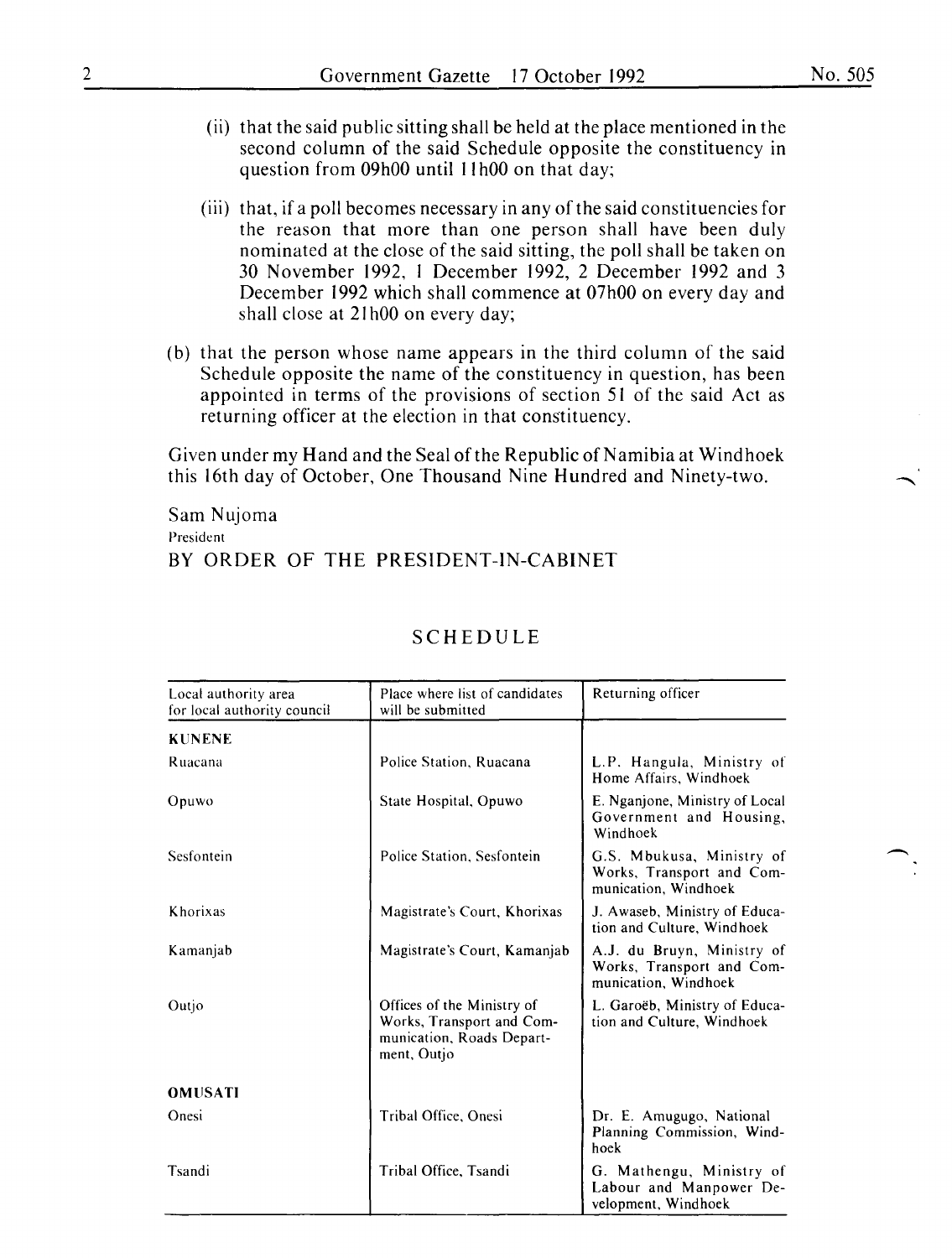(ii) that the said public sitting shall be held at the place mentioned in the second column of the said Schedule opposite the constituency in question from 09h00 until 11h00 on that day;

(iii) that, if a poll becomes necessary in any of the said constituencies for the reason that more than one person shall have been duly nominated at the close of the said sitting, the poll shall be taken on 30 November 1992, 1 December 1992, 2 December 1992 and 3 December 1992 which shall commence at 07h00 on every day and shall close at 21h00 on every day;

(b) that the person whose name appears in the third column of the said Schedule opposite the name of the constituency in question, has been appointed in terms of the provisions of section 51 of the said Act as returning officer at the election in that constituency.

Given under my Hand and the Seal of the Republic of Namibia at Windhoek this 16th day of October, One Thousand Nine Hundred and Ninety-two.

Sam Nujoma
President
BY ORDER OF THE PRESIDENT-IN-CABINET

## SCHEDULE

| Local authority area for local authority council | Place where list of candidates will be submitted | Returning officer |
|---|---|---|
| **KUNENE** | | |
| Ruacana | Police Station, Ruacana | L.P. Hangula, Ministry of Home Affairs, Windhoek |
| Opuwo | State Hospital, Opuwo | E. Nganjone, Ministry of Local Government and Housing, Windhoek |
| Sesfontein | Police Station, Sesfontein | G.S. Mbukusa, Ministry of Works, Transport and Communication, Windhoek |
| Khorixas | Magistrate's Court, Khorixas | J. Awaseb, Ministry of Education and Culture, Windhoek |
| Kamanjab | Magistrate's Court, Kamanjab | A.J. du Bruyn, Ministry of Works, Transport and Communication, Windhoek |
| Outjo | Offices of the Ministry of Works, Transport and Communication, Roads Department, Outjo | L. Garoëb, Ministry of Education and Culture, Windhoek |
| **OMUSATI** | | |
| Onesi | Tribal Office, Onesi | Dr. E. Amugugo, National Planning Commission, Windhoek |
| Tsandi | Tribal Office, Tsandi | G. Mathengu, Ministry of Labour and Manpower Development, Windhoek |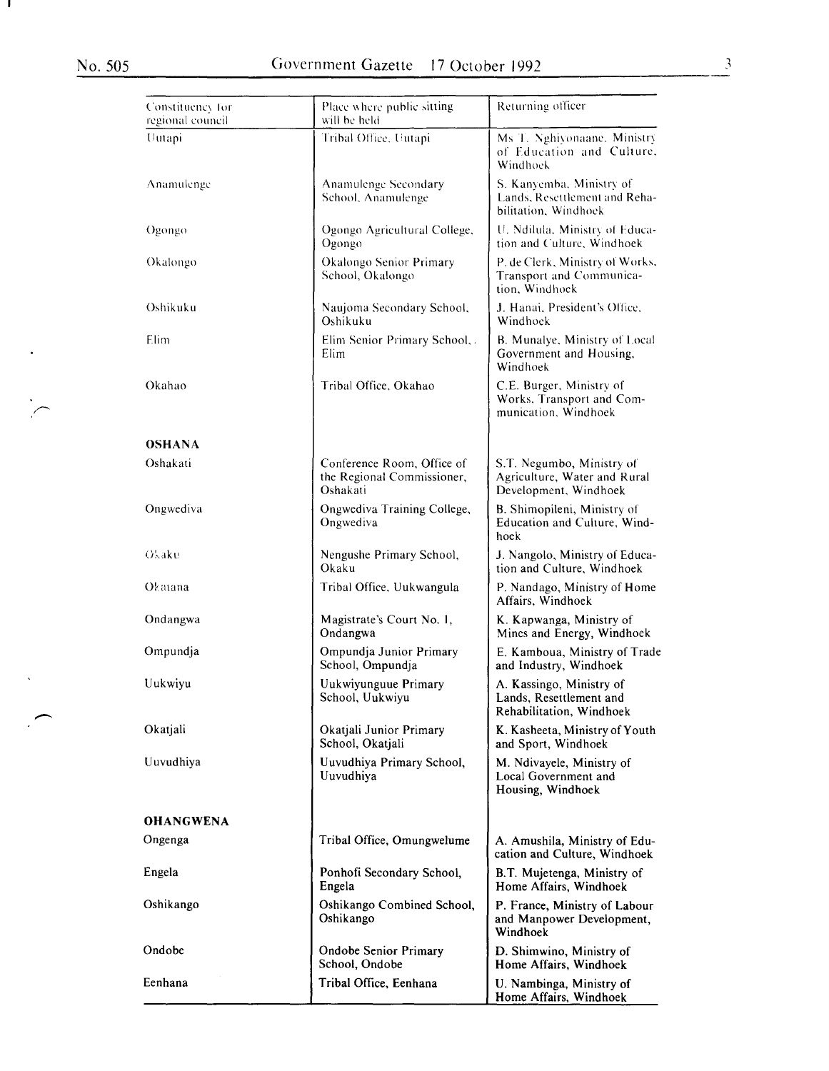| Constituency for regional council | Place where public sitting will be held | Returning officer |
|---|---|---|
| Uutapi | Tribal Office, Uutapi | Ms T. Nghiyonaane, Ministry of Education and Culture, Windhoek |
| Anamulenge | Anamulenge Secondary School, Anamulenge | S. Kanyemba, Ministry of Lands, Resettlement and Rehabilitation, Windhoek |
| Ogongo | Ogongo Agricultural College, Ogongo | U. Ndilula, Ministry of Education and Culture, Windhoek |
| Okalongo | Okalongo Senior Primary School, Okalongo | P. de Clerk, Ministry of Works, Transport and Communication, Windhoek |
| Oshikuku | Naujoma Secondary School, Oshikuku | J. Hanai, President's Office, Windhoek |
| Elim | Elim Senior Primary School, Elim | B. Munalye, Ministry of Local Government and Housing, Windhoek |
| Okahao | Tribal Office, Okahao | C.E. Burger, Ministry of Works, Transport and Communication, Windhoek |
| **OSHANA** | | |
| Oshakati | Conference Room, Office of the Regional Commissioner, Oshakati | S.T. Negumbo, Ministry of Agriculture, Water and Rural Development, Windhoek |
| Ongwediva | Ongwediva Training College, Ongwediva | B. Shimopileni, Ministry of Education and Culture, Windhoek |
| Okaku | Nengushe Primary School, Okaku | J. Nangolo, Ministry of Education and Culture, Windhoek |
| Okatana | Tribal Office, Uukwangula | P. Nandago, Ministry of Home Affairs, Windhoek |
| Ondangwa | Magistrate's Court No. 1, Ondangwa | K. Kapwanga, Ministry of Mines and Energy, Windhoek |
| Ompundja | Ompundja Junior Primary School, Ompundja | E. Kamboua, Ministry of Trade and Industry, Windhoek |
| Uukwiyu | Uukwiyunguue Primary School, Uukwiyu | A. Kassingo, Ministry of Lands, Resettlement and Rehabilitation, Windhoek |
| Okatjali | Okatjali Junior Primary School, Okatjali | K. Kasheeta, Ministry of Youth and Sport, Windhoek |
| Uuvudhiya | Uuvudhiya Primary School, Uuvudhiya | M. Ndivayele, Ministry of Local Government and Housing, Windhoek |
| **OHANGWENA** | | |
| Ongenga | Tribal Office, Omungwelume | A. Amushila, Ministry of Education and Culture, Windhoek |
| Engela | Ponhofi Secondary School, Engela | B.T. Mujetenga, Ministry of Home Affairs, Windhoek |
| Oshikango | Oshikango Combined School, Oshikango | P. France, Ministry of Labour and Manpower Development, Windhoek |
| Ondobe | Ondobe Senior Primary School, Ondobe | D. Shimwino, Ministry of Home Affairs, Windhoek |
| Eenhana | Tribal Office, Eenhana | U. Nambinga, Ministry of Home Affairs, Windhoek |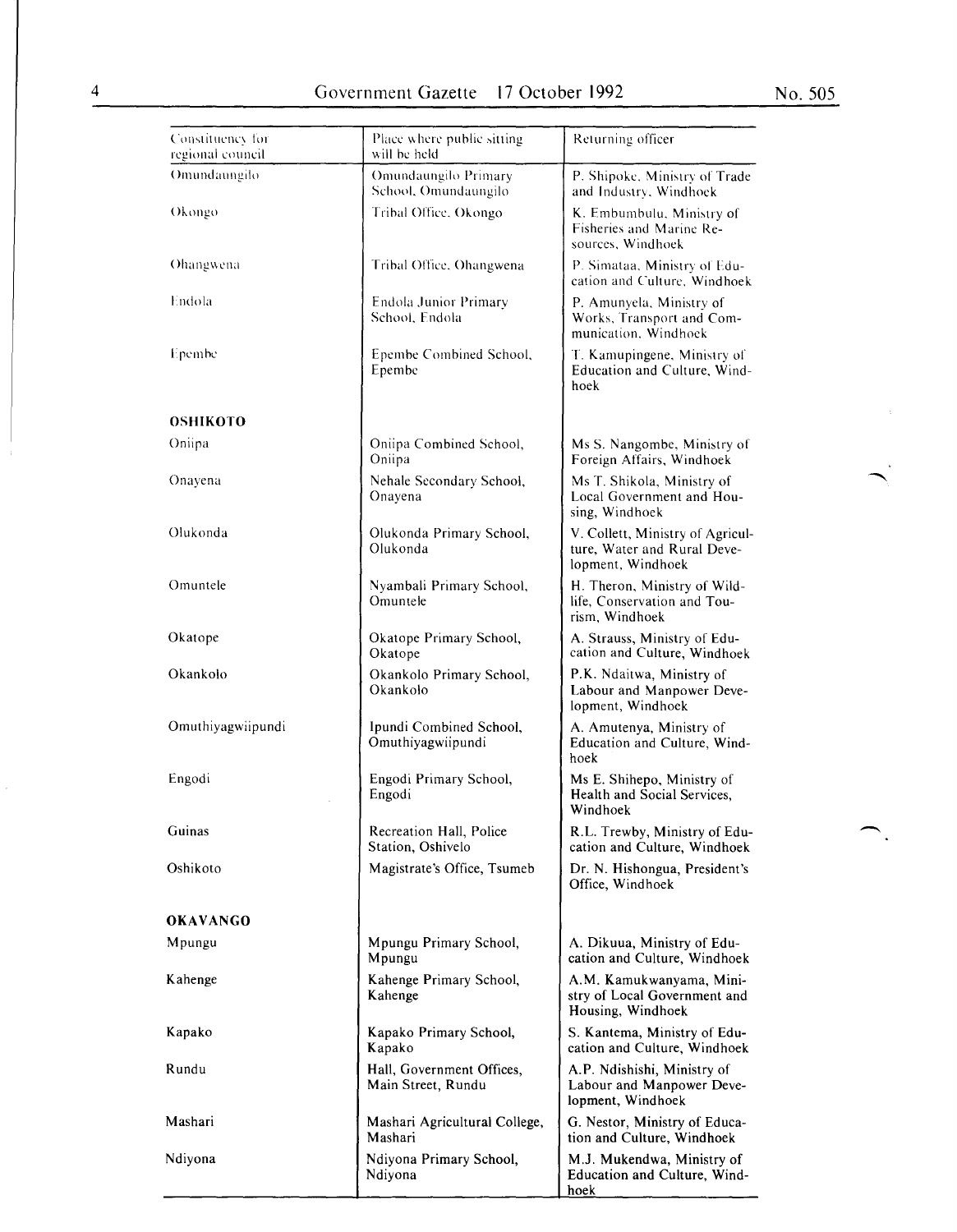| Constituency for regional council | Place where public sitting will be held | Returning officer |
|---|---|---|
| Omundaungilo | Omundaungilo Primary School, Omundaungilo | P. Shipoke, Ministry of Trade and Industry, Windhoek |
| Okongo | Tribal Office, Okongo | K. Embumbulu, Ministry of Fisheries and Marine Resources, Windhoek |
| Ohangwena | Tribal Office, Ohangwena | P. Simataa, Ministry of Education and Culture, Windhoek |
| Endola | Endola Junior Primary School, Endola | P. Amunyela, Ministry of Works, Transport and Communication, Windhoek |
| Epembe | Epembe Combined School, Epembe | T. Kamupingene, Ministry of Education and Culture, Windhoek |
| **OSHIKOTO** | | |
| Oniipa | Oniipa Combined School, Oniipa | Ms S. Nangombe, Ministry of Foreign Affairs, Windhoek |
| Onayena | Nehale Secondary School, Onayena | Ms T. Shikola, Ministry of Local Government and Housing, Windhoek |
| Olukonda | Olukonda Primary School, Olukonda | V. Collett, Ministry of Agriculture, Water and Rural Development, Windhoek |
| Omuntele | Nyambali Primary School, Omuntele | H. Theron, Ministry of Wildlife, Conservation and Tourism, Windhoek |
| Okatope | Okatope Primary School, Okatope | A. Strauss, Ministry of Education and Culture, Windhoek |
| Okankolo | Okankolo Primary School, Okankolo | P.K. Ndaitwa, Ministry of Labour and Manpower Development, Windhoek |
| Omuthiyagwiipundi | Ipundi Combined School, Omuthiyagwiipundi | A. Amutenya, Ministry of Education and Culture, Windhoek |
| Engodi | Engodi Primary School, Engodi | Ms E. Shihepo, Ministry of Health and Social Services, Windhoek |
| Guinas | Recreation Hall, Police Station, Oshivelo | R.L. Trewby, Ministry of Education and Culture, Windhoek |
| Oshikoto | Magistrate's Office, Tsumeb | Dr. N. Hishongua, President's Office, Windhoek |
| **OKAVANGO** | | |
| Mpungu | Mpungu Primary School, Mpungu | A. Dikuua, Ministry of Education and Culture, Windhoek |
| Kahenge | Kahenge Primary School, Kahenge | A.M. Kamukwanyama, Ministry of Local Government and Housing, Windhoek |
| Kapako | Kapako Primary School, Kapako | S. Kantema, Ministry of Education and Culture, Windhoek |
| Rundu | Hall, Government Offices, Main Street, Rundu | A.P. Ndishishi, Ministry of Labour and Manpower Development, Windhoek |
| Mashari | Mashari Agricultural College, Mashari | G. Nestor, Ministry of Education and Culture, Windhoek |
| Ndiyona | Ndiyona Primary School, Ndiyona | M.J. Mukendwa, Ministry of Education and Culture, Windhoek |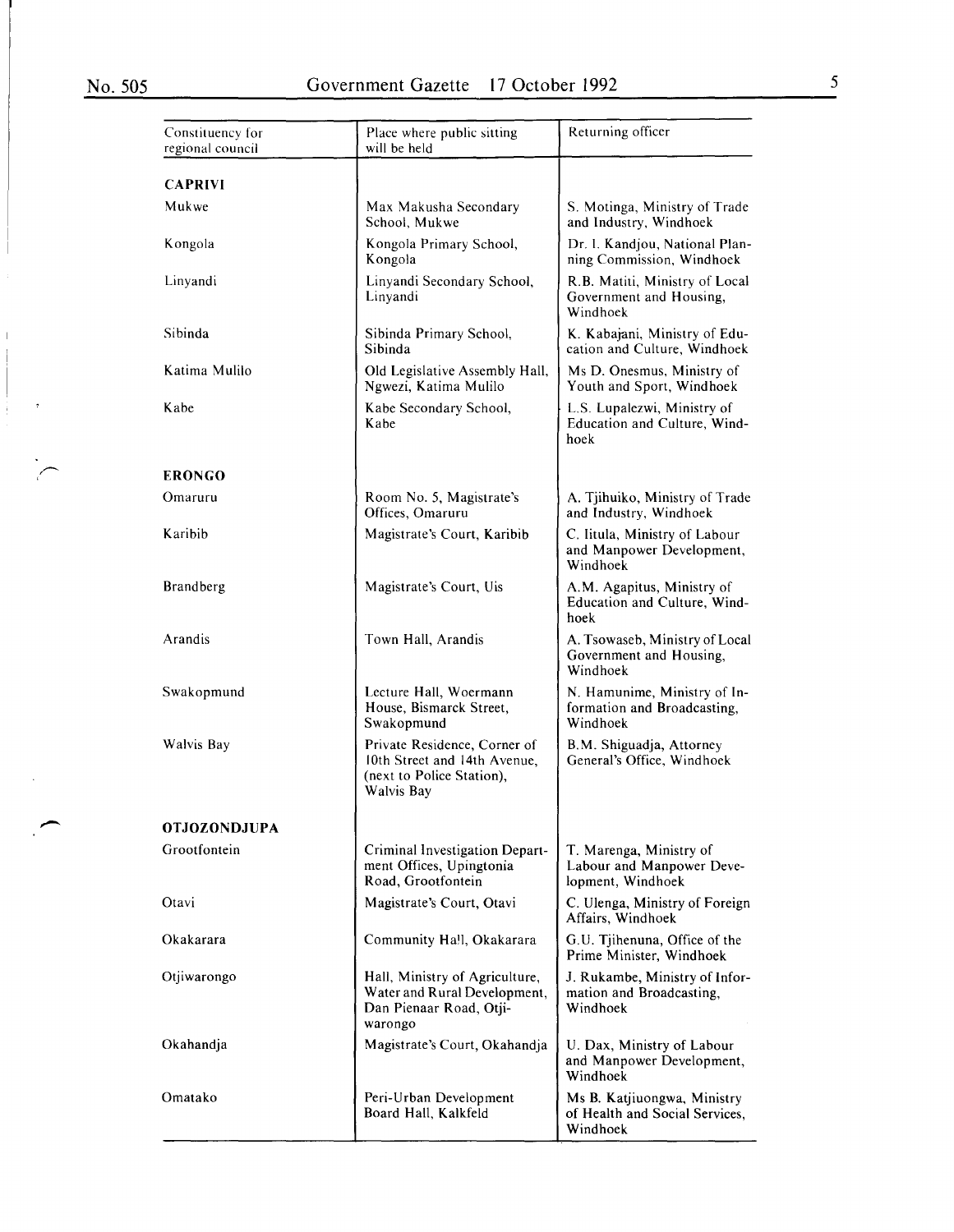| Constituency for regional council | Place where public sitting will be held | Returning officer |
|---|---|---|
| **CAPRIVI** | | |
| Mukwe | Max Makusha Secondary School, Mukwe | S. Motinga, Ministry of Trade and Industry, Windhoek |
| Kongola | Kongola Primary School, Kongola | Dr. I. Kandjou, National Planning Commission, Windhoek |
| Linyandi | Linyandi Secondary School, Linyandi | R.B. Matiti, Ministry of Local Government and Housing, Windhoek |
| Sibinda | Sibinda Primary School, Sibinda | K. Kabajani, Ministry of Education and Culture, Windhoek |
| Katima Mulilo | Old Legislative Assembly Hall, Ngwezi, Katima Mulilo | Ms D. Onesmus, Ministry of Youth and Sport, Windhoek |
| Kabe | Kabe Secondary School, Kabe | L.S. Lupalezwi, Ministry of Education and Culture, Windhoek |
| **ERONGO** | | |
| Omaruru | Room No. 5, Magistrate's Offices, Omaruru | A. Tjihuiko, Ministry of Trade and Industry, Windhoek |
| Karibib | Magistrate's Court, Karibib | C. Iitula, Ministry of Labour and Manpower Development, Windhoek |
| Brandberg | Magistrate's Court, Uis | A.M. Agapitus, Ministry of Education and Culture, Windhoek |
| Arandis | Town Hall, Arandis | A. Tsowaseb, Ministry of Local Government and Housing, Windhoek |
| Swakopmund | Lecture Hall, Woermann House, Bismarck Street, Swakopmund | N. Hamunime, Ministry of Information and Broadcasting, Windhoek |
| Walvis Bay | Private Residence, Corner of 10th Street and 14th Avenue, (next to Police Station), Walvis Bay | B.M. Shiguadja, Attorney General's Office, Windhoek |
| **OTJOZONDJUPA** | | |
| Grootfontein | Criminal Investigation Department Offices, Upingtonia Road, Grootfontein | T. Marenga, Ministry of Labour and Manpower Development, Windhoek |
| Otavi | Magistrate's Court, Otavi | C. Ulenga, Ministry of Foreign Affairs, Windhoek |
| Okakarara | Community Hall, Okakarara | G.U. Tjihenuna, Office of the Prime Minister, Windhoek |
| Otjiwarongo | Hall, Ministry of Agriculture, Water and Rural Development, Dan Pienaar Road, Otjiwarongo | J. Rukambe, Ministry of Information and Broadcasting, Windhoek |
| Okahandja | Magistrate's Court, Okahandja | U. Dax, Ministry of Labour and Manpower Development, Windhoek |
| Omatako | Peri-Urban Development Board Hall, Kalkfeld | Ms B. Katjiuongwa, Ministry of Health and Social Services, Windhoek |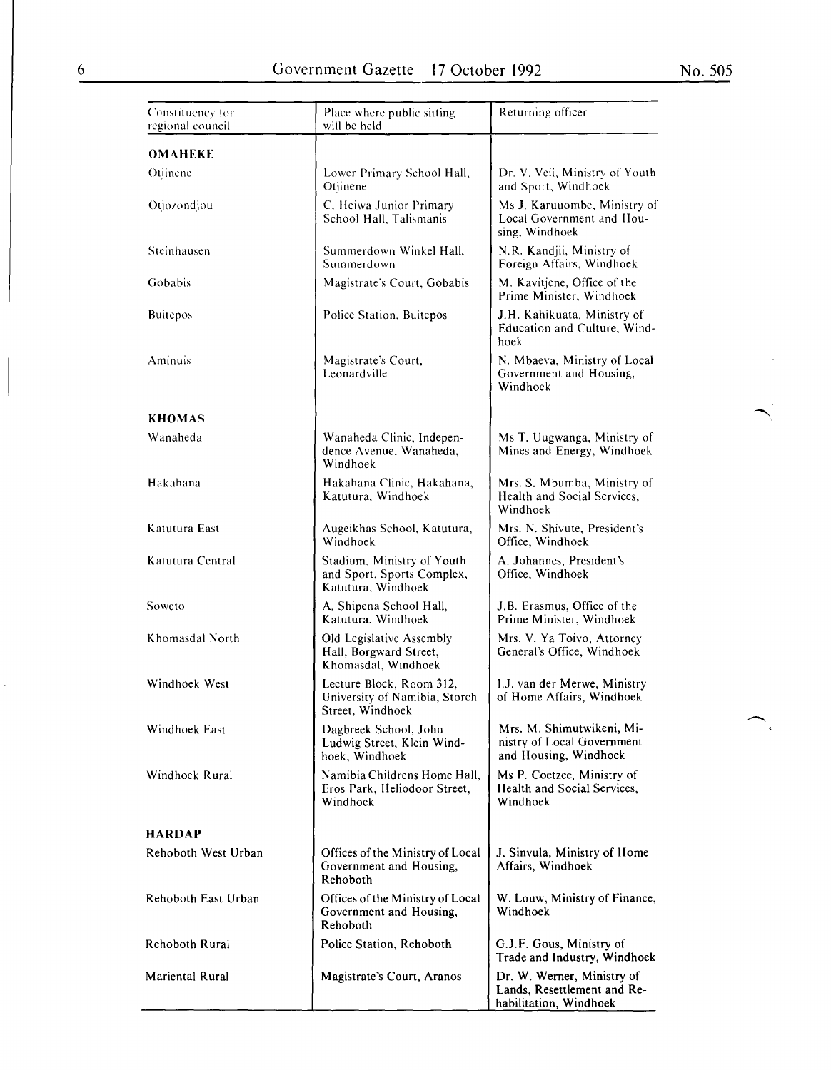| Constituency for regional council | Place where public sitting will be held | Returning officer |
|---|---|---|
| **OMAHEKE** | | |
| Otjinene | Lower Primary School Hall, Otjinene | Dr. V. Veii, Ministry of Youth and Sport, Windhoek |
| Otjozondjou | C. Heiwa Junior Primary School Hall, Talismanis | Ms J. Karuuombe, Ministry of Local Government and Housing, Windhoek |
| Steinhausen | Summerdown Winkel Hall, Summerdown | N.R. Kandjii, Ministry of Foreign Affairs, Windhoek |
| Gobabis | Magistrate's Court, Gobabis | M. Kavitjene, Office of the Prime Minister, Windhoek |
| Buitepos | Police Station, Buitepos | J.H. Kahikuata, Ministry of Education and Culture, Windhoek |
| Aminuis | Magistrate's Court, Leonardville | N. Mbaeva, Ministry of Local Government and Housing, Windhoek |
| **KHOMAS** | | |
| Wanaheda | Wanaheda Clinic, Independence Avenue, Wanaheda, Windhoek | Ms T. Uugwanga, Ministry of Mines and Energy, Windhoek |
| Hakahana | Hakahana Clinic, Hakahana, Katutura, Windhoek | Mrs. S. Mbumba, Ministry of Health and Social Services, Windhoek |
| Katutura East | Augeikhas School, Katutura, Windhoek | Mrs. N. Shivute, President's Office, Windhoek |
| Katutura Central | Stadium, Ministry of Youth and Sport, Sports Complex, Katutura, Windhoek | A. Johannes, President's Office, Windhoek |
| Soweto | A. Shipena School Hall, Katutura, Windhoek | J.B. Erasmus, Office of the Prime Minister, Windhoek |
| Khomasdal North | Old Legislative Assembly Hall, Borgward Street, Khomasdal, Windhoek | Mrs. V. Ya Toivo, Attorney General's Office, Windhoek |
| Windhoek West | Lecture Block, Room 312, University of Namibia, Storch Street, Windhoek | I.J. van der Merwe, Ministry of Home Affairs, Windhoek |
| Windhoek East | Dagbreek School, John Ludwig Street, Klein Windhoek, Windhoek | Mrs. M. Shimutwikeni, Ministry of Local Government and Housing, Windhoek |
| Windhoek Rural | Namibia Childrens Home Hall, Eros Park, Heliodoor Street, Windhoek | Ms P. Coetzee, Ministry of Health and Social Services, Windhoek |
| **HARDAP** | | |
| Rehoboth West Urban | Offices of the Ministry of Local Government and Housing, Rehoboth | J. Sinvula, Ministry of Home Affairs, Windhoek |
| Rehoboth East Urban | Offices of the Ministry of Local Government and Housing, Rehoboth | W. Louw, Ministry of Finance, Windhoek |
| Rehoboth Rural | Police Station, Rehoboth | G.J.F. Gous, Ministry of Trade and Industry, Windhoek |
| Mariental Rural | Magistrate's Court, Aranos | Dr. W. Werner, Ministry of Lands, Resettlement and Rehabilitation, Windhoek |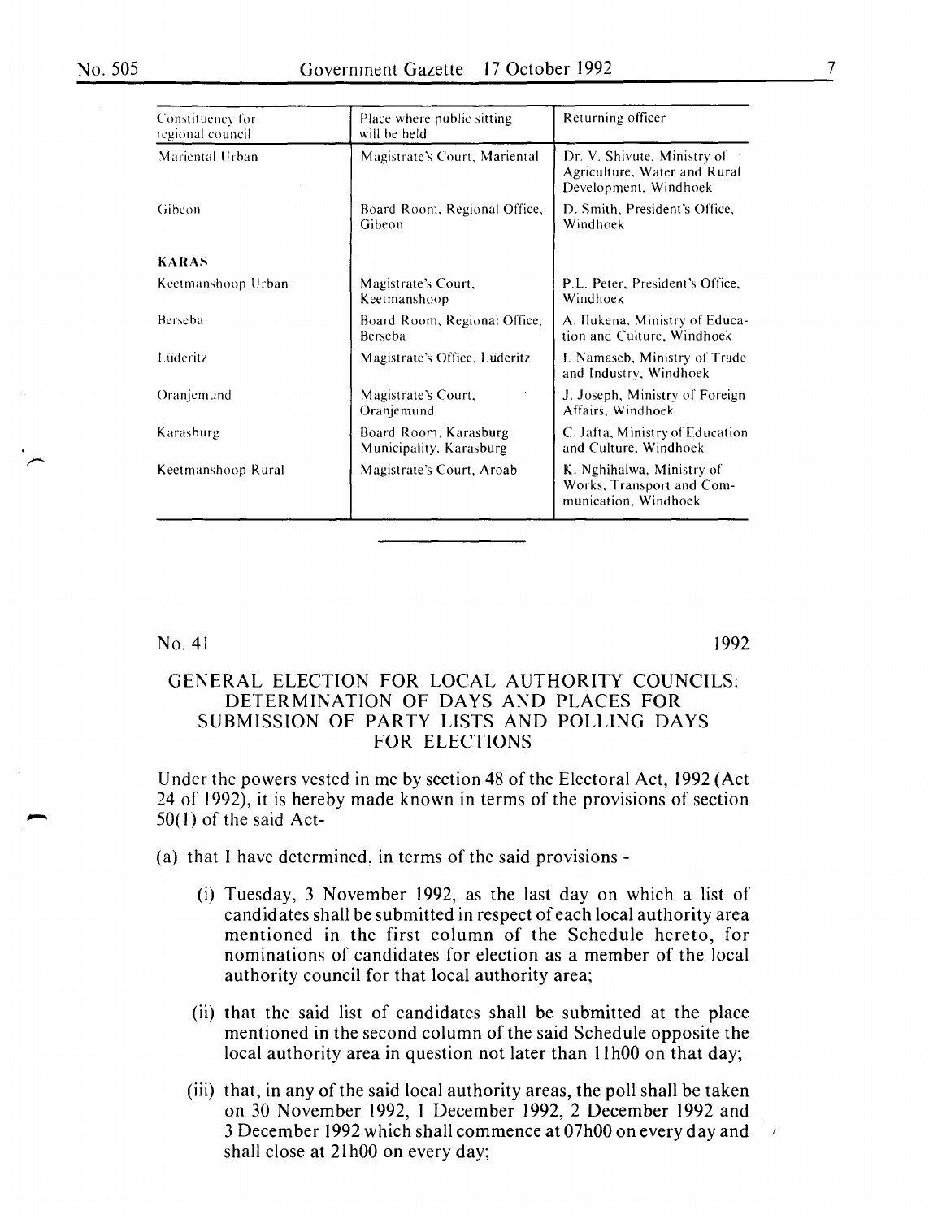| Constituency for regional council | Place where public sitting will be held | Returning officer |
|---|---|---|
| Mariental Urban | Magistrate's Court, Mariental | Dr. V. Shivute, Ministry of Agriculture, Water and Rural Development, Windhoek |
| Gibeon | Board Room, Regional Office, Gibeon | D. Smith, President's Office, Windhoek |
| **KARAS** | | |
| Keetmanshoop Urban | Magistrate's Court, Keetmanshoop | P.L. Peter, President's Office, Windhoek |
| Berseba | Board Room, Regional Office, Berseba | A. Ilukena, Ministry of Education and Culture, Windhoek |
| Lüderitz | Magistrate's Office, Lüderitz | I. Namaseb, Ministry of Trade and Industry, Windhoek |
| Oranjemund | Magistrate's Court, Oranjemund | J. Joseph, Ministry of Foreign Affairs, Windhoek |
| Karasburg | Board Room, Karasburg Municipality, Karasburg | C. Jafta, Ministry of Education and Culture, Windhoek |
| Keetmanshoop Rural | Magistrate's Court, Aroab | K. Nghihalwa, Ministry of Works, Transport and Communication, Windhoek |

No. 41 1992

## GENERAL ELECTION FOR LOCAL AUTHORITY COUNCILS: DETERMINATION OF DAYS AND PLACES FOR SUBMISSION OF PARTY LISTS AND POLLING DAYS FOR ELECTIONS

Under the powers vested in me by section 48 of the Electoral Act, 1992 (Act 24 of 1992), it is hereby made known in terms of the provisions of section 50(1) of the said Act-

(a) that I have determined, in terms of the said provisions -

(i) Tuesday, 3 November 1992, as the last day on which a list of candidates shall be submitted in respect of each local authority area mentioned in the first column of the Schedule hereto, for nominations of candidates for election as a member of the local authority council for that local authority area;

(ii) that the said list of candidates shall be submitted at the place mentioned in the second column of the said Schedule opposite the local authority area in question not later than 11h00 on that day;

(iii) that, in any of the said local authority areas, the poll shall be taken on 30 November 1992, 1 December 1992, 2 December 1992 and 3 December 1992 which shall commence at 07h00 on every day and shall close at 21h00 on every day;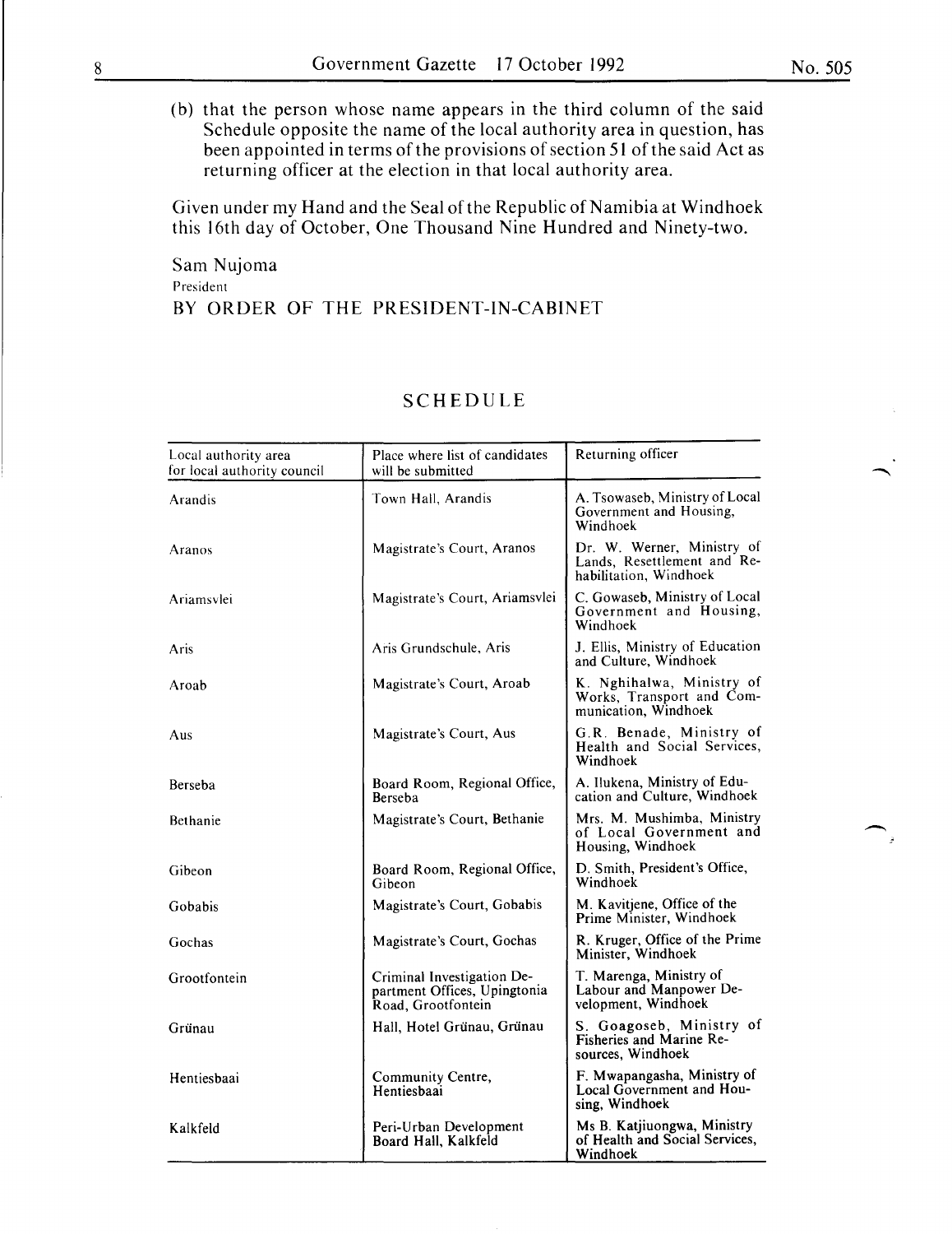(b) that the person whose name appears in the third column of the said Schedule opposite the name of the local authority area in question, has been appointed in terms of the provisions of section 51 of the said Act as returning officer at the election in that local authority area.

Given under my Hand and the Seal of the Republic of Namibia at Windhoek this 16th day of October, One Thousand Nine Hundred and Ninety-two.

Sam Nujoma
President
BY ORDER OF THE PRESIDENT-IN-CABINET

## SCHEDULE

| Local authority area for local authority council | Place where list of candidates will be submitted | Returning officer |
|---|---|---|
| Arandis | Town Hall, Arandis | A. Tsowaseb, Ministry of Local Government and Housing, Windhoek |
| Aranos | Magistrate's Court, Aranos | Dr. W. Werner, Ministry of Lands, Resettlement and Rehabilitation, Windhoek |
| Ariamsvlei | Magistrate's Court, Ariamsvlei | C. Gowaseb, Ministry of Local Government and Housing, Windhoek |
| Aris | Aris Grundschule, Aris | J. Ellis, Ministry of Education and Culture, Windhoek |
| Aroab | Magistrate's Court, Aroab | K. Nghihalwa, Ministry of Works, Transport and Communication, Windhoek |
| Aus | Magistrate's Court, Aus | G.R. Benade, Ministry of Health and Social Services, Windhoek |
| Berseba | Board Room, Regional Office, Berseba | A. Ilukena, Ministry of Education and Culture, Windhoek |
| Bethanie | Magistrate's Court, Bethanie | Mrs. M. Mushimba, Ministry of Local Government and Housing, Windhoek |
| Gibeon | Board Room, Regional Office, Gibeon | D. Smith, President's Office, Windhoek |
| Gobabis | Magistrate's Court, Gobabis | M. Kavitjene, Office of the Prime Minister, Windhoek |
| Gochas | Magistrate's Court, Gochas | R. Kruger, Office of the Prime Minister, Windhoek |
| Grootfontein | Criminal Investigation Department Offices, Upingtonia Road, Grootfontein | T. Marenga, Ministry of Labour and Manpower Development, Windhoek |
| Grünau | Hall, Hotel Grünau, Grünau | S. Goagoseb, Ministry of Fisheries and Marine Resources, Windhoek |
| Hentiesbaai | Community Centre, Hentiesbaai | F. Mwapangasha, Ministry of Local Government and Housing, Windhoek |
| Kalkfeld | Peri-Urban Development Board Hall, Kalkfeld | Ms B. Katjiuongwa, Ministry of Health and Social Services, Windhoek |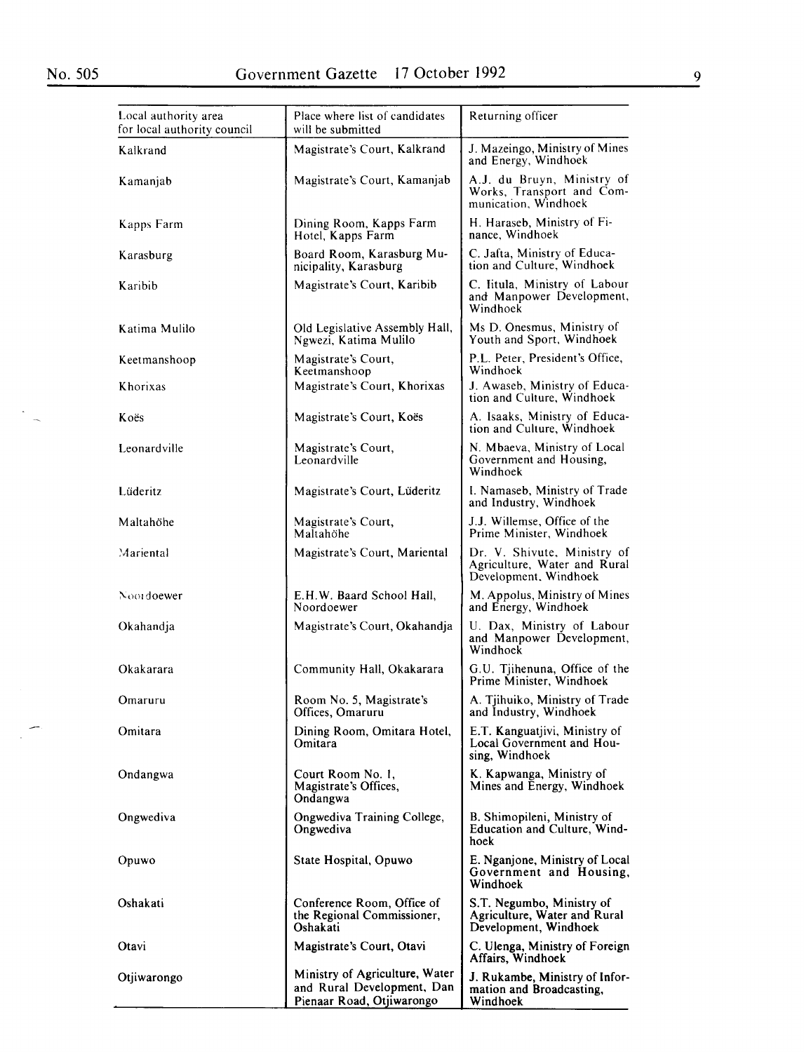| Local authority area for local authority council | Place where list of candidates will be submitted | Returning officer |
|---|---|---|
| Kalkrand | Magistrate's Court, Kalkrand | J. Mazeingo, Ministry of Mines and Energy, Windhoek |
| Kamanjab | Magistrate's Court, Kamanjab | A.J. du Bruyn, Ministry of Works, Transport and Communication, Windhoek |
| Kapps Farm | Dining Room, Kapps Farm Hotel, Kapps Farm | H. Haraseb, Ministry of Finance, Windhoek |
| Karasburg | Board Room, Karasburg Municipality, Karasburg | C. Jafta, Ministry of Education and Culture, Windhoek |
| Karibib | Magistrate's Court, Karibib | C. Iitula, Ministry of Labour and Manpower Development, Windhoek |
| Katima Mulilo | Old Legislative Assembly Hall, Ngwezi, Katima Mulilo | Ms D. Onesmus, Ministry of Youth and Sport, Windhoek |
| Keetmanshoop | Magistrate's Court, Keetmanshoop | P.L. Peter, President's Office, Windhoek |
| Khorixas | Magistrate's Court, Khorixas | J. Awaseb, Ministry of Education and Culture, Windhoek |
| Koës | Magistrate's Court, Koës | A. Isaaks, Ministry of Education and Culture, Windhoek |
| Leonardville | Magistrate's Court, Leonardville | N. Mbaeva, Ministry of Local Government and Housing, Windhoek |
| Lüderitz | Magistrate's Court, Lüderitz | I. Namaseb, Ministry of Trade and Industry, Windhoek |
| Maltahöhe | Magistrate's Court, Maltahöhe | J.J. Willemse, Office of the Prime Minister, Windhoek |
| Mariental | Magistrate's Court, Mariental | Dr. V. Shivute, Ministry of Agriculture, Water and Rural Development, Windhoek |
| Noordoewer | E.H.W. Baard School Hall, Noordoewer | M. Appolus, Ministry of Mines and Energy, Windhoek |
| Okahandja | Magistrate's Court, Okahandja | U. Dax, Ministry of Labour and Manpower Development, Windhoek |
| Okakarara | Community Hall, Okakarara | G.U. Tjihenuna, Office of the Prime Minister, Windhoek |
| Omaruru | Room No. 5, Magistrate's Offices, Omaruru | A. Tjihuiko, Ministry of Trade and Industry, Windhoek |
| Omitara | Dining Room, Omitara Hotel, Omitara | E.T. Kanguatjivi, Ministry of Local Government and Housing, Windhoek |
| Ondangwa | Court Room No. 1, Magistrate's Offices, Ondangwa | K. Kapwanga, Ministry of Mines and Energy, Windhoek |
| Ongwediva | Ongwediva Training College, Ongwediva | B. Shimopileni, Ministry of Education and Culture, Windhoek |
| Opuwo | State Hospital, Opuwo | E. Nganjone, Ministry of Local Government and Housing, Windhoek |
| Oshakati | Conference Room, Office of the Regional Commissioner, Oshakati | S.T. Negumbo, Ministry of Agriculture, Water and Rural Development, Windhoek |
| Otavi | Magistrate's Court, Otavi | C. Ulenga, Ministry of Foreign Affairs, Windhoek |
| Otjiwarongo | Ministry of Agriculture, Water and Rural Development, Dan Pienaar Road, Otjiwarongo | J. Rukambe, Ministry of Information and Broadcasting, Windhoek |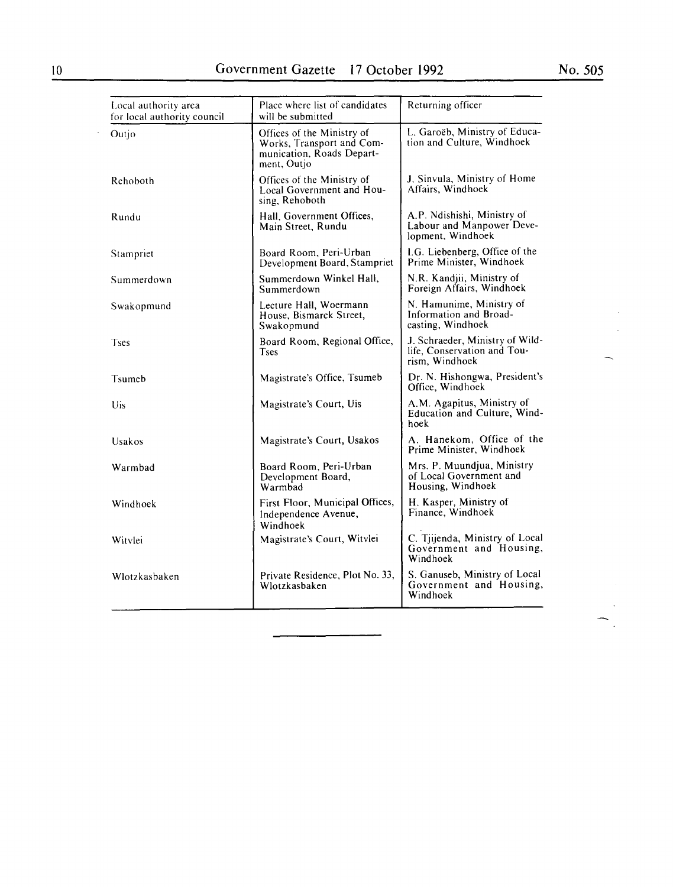| Local authority area for local authority council | Place where list of candidates will be submitted | Returning officer |
|---|---|---|
| Outjo | Offices of the Ministry of Works, Transport and Communication, Roads Department, Outjo | L. Garoëb, Ministry of Education and Culture, Windhoek |
| Rehoboth | Offices of the Ministry of Local Government and Housing, Rehoboth | J. Sinvula, Ministry of Home Affairs, Windhoek |
| Rundu | Hall, Government Offices, Main Street, Rundu | A.P. Ndishishi, Ministry of Labour and Manpower Development, Windhoek |
| Stampriet | Board Room, Peri-Urban Development Board, Stampriet | I.G. Liebenberg, Office of the Prime Minister, Windhoek |
| Summerdown | Summerdown Winkel Hall, Summerdown | N.R. Kandjii, Ministry of Foreign Affairs, Windhoek |
| Swakopmund | Lecture Hall, Woermann House, Bismarck Street, Swakopmund | N. Hamunime, Ministry of Information and Broadcasting, Windhoek |
| Tses | Board Room, Regional Office, Tses | J. Schraeder, Ministry of Wildlife, Conservation and Tourism, Windhoek |
| Tsumeb | Magistrate's Office, Tsumeb | Dr. N. Hishongwa, President's Office, Windhoek |
| Uis | Magistrate's Court, Uis | A.M. Agapitus, Ministry of Education and Culture, Windhoek |
| Usakos | Magistrate's Court, Usakos | A. Hanekom, Office of the Prime Minister, Windhoek |
| Warmbad | Board Room, Peri-Urban Development Board, Warmbad | Mrs. P. Muundjua, Ministry of Local Government and Housing, Windhoek |
| Windhoek | First Floor, Municipal Offices, Independence Avenue, Windhoek | H. Kasper, Ministry of Finance, Windhoek |
| Witvlei | Magistrate's Court, Witvlei | C. Tjijenda, Ministry of Local Government and Housing, Windhoek |
| Wlotzkasbaken | Private Residence, Plot No. 33, Wlotzkasbaken | S. Ganuseb, Ministry of Local Government and Housing, Windhoek |